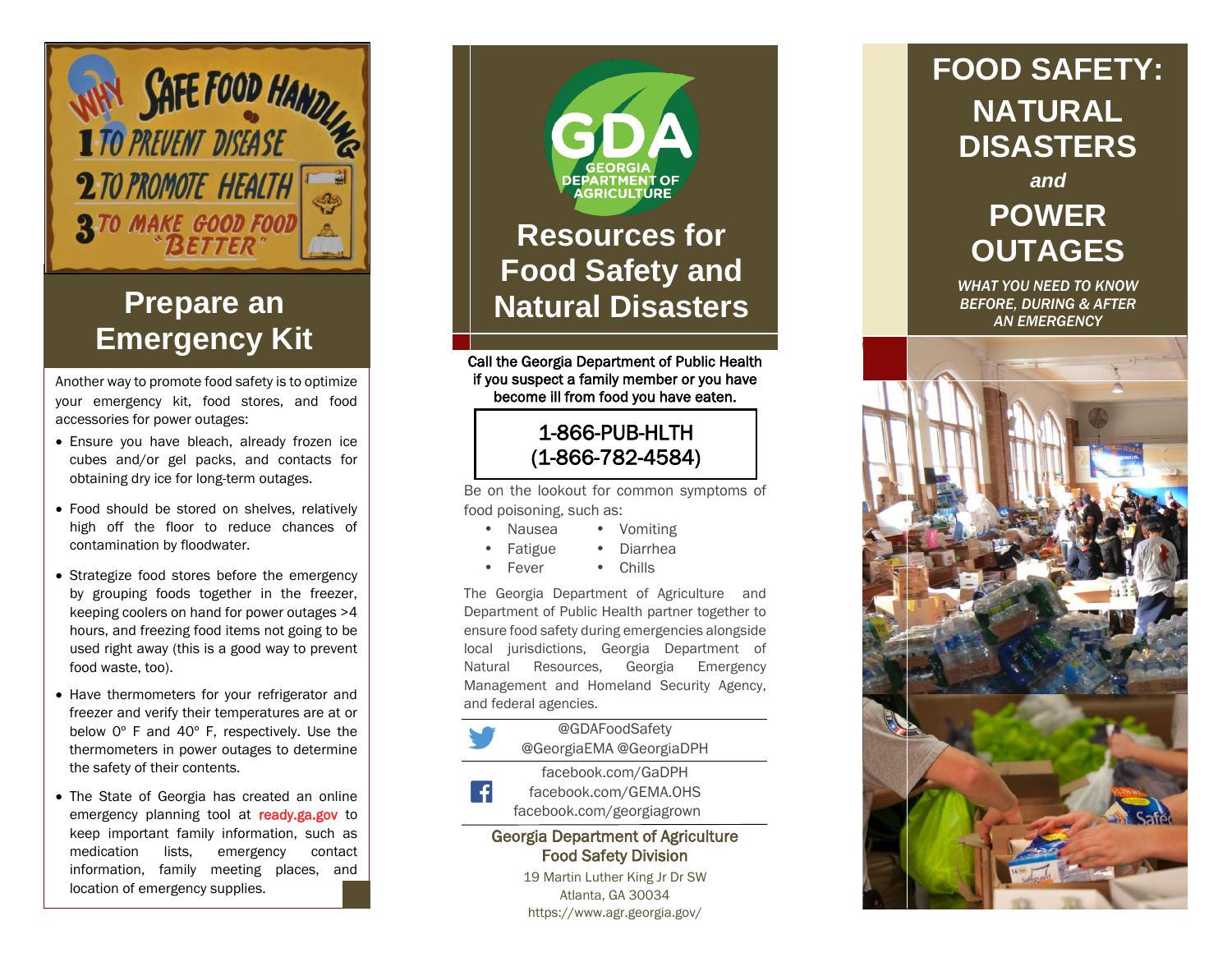# Prepare an Emergency Kit

Another way to promote food safety is to optimize your emergency kit, food stores, and food accessories for power outages:

- Ensure you have bleach, already frozen ice cubes and/or gel packs, and contacts for obtaining dry ice for long-term outages.
- Food should be stored on shelves, relatively high off the floor to reduce chances of contamination by floodwater.
- Strategize food stores before the emergency by grouping foods together in the freezer, keeping coolers on hand for power outages >4 hours, and freezing food items not going to be used right away (this is a good way to prevent food waste, too).
- Have thermometers for your refrigerator and freezer and verify their temperatures are at or below 0° F and 40° F, respectively. Use the thermometers in power outages to determine the safety of their contents.
- The State of Georgia has created an online emergency planning tool at **ready.ga.gov** to keep important family information, such as medication lists, emergency contact information, family meeting places, and location of emergency supplies.

GDA GEORGIA DEPARTMENT OF AGRICULTURE

# Resources for Food Safety and Natural Disasters

**Call the Georgia Department of Public Health if you suspect a family member or you have become ill from food you have eaten.**

**1-866-PUB-HLTH (1-866-782-4584)**

Be on the lookout for common symptoms of food poisoning, such as:

- Nausea
- Fatigue
- Fever
- Vomiting
- Diarrhea
- Chills

The Georgia Department of Agriculture and Department of Public Health partner together to ensure food safety during emergencies alongside local jurisdictions, Georgia Department of Natural Resources, Georgia Emergency Management and Homeland Security Agency, and federal agencies.

@GDAFoodSafety
@GeorgiaEMA @GeorgiaDPH

facebook.com/GaDPH
facebook.com/GEMA.OHS
facebook.com/georgiagrown

**Georgia Department of Agriculture**
**Food Safety Division**
19 Martin Luther King Jr Dr SW
Atlanta, GA 30034
https://www.agr.georgia.gov/

# FOOD SAFETY: NATURAL DISASTERS *and* POWER OUTAGES

***WHAT YOU NEED TO KNOW BEFORE, DURING & AFTER AN EMERGENCY***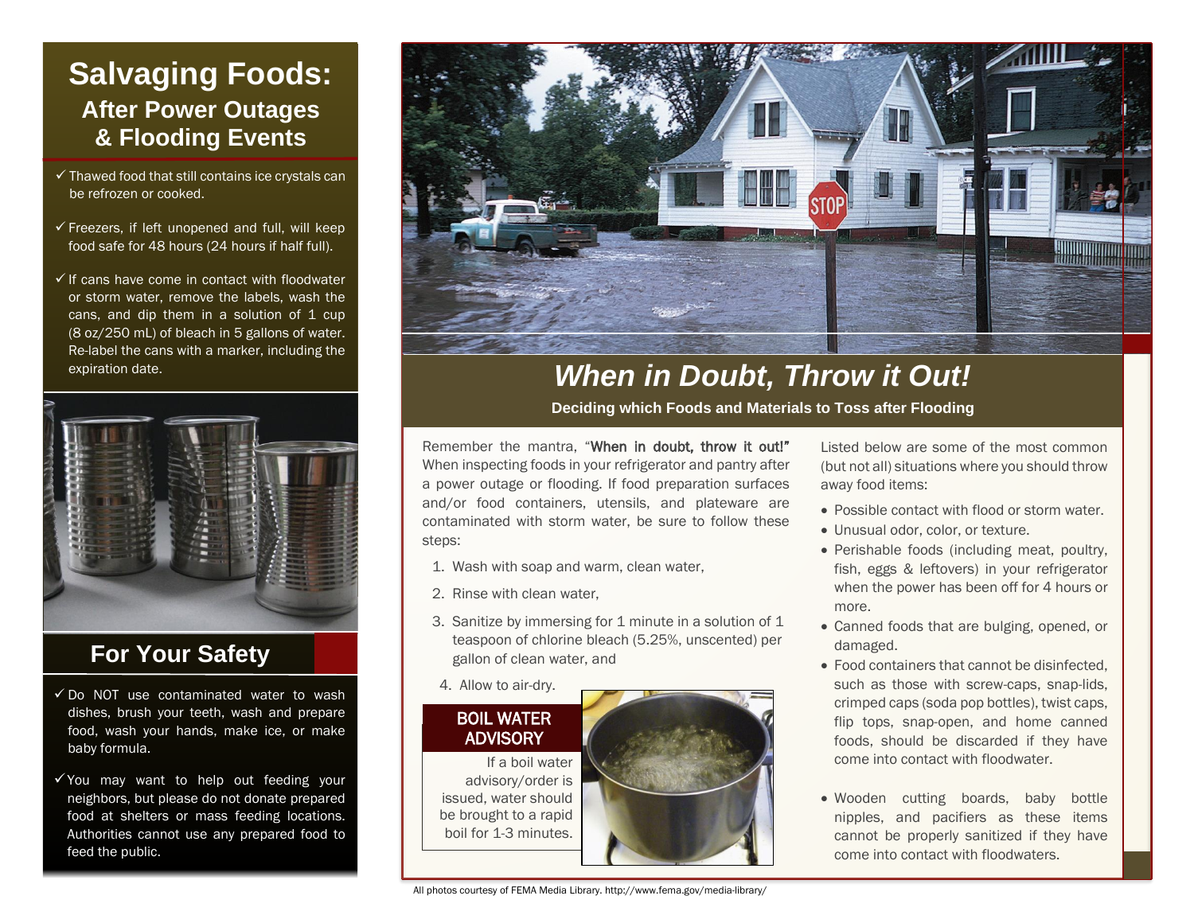# Salvaging Foods:

## After Power Outages & Flooding Events

- ✓ Thawed food that still contains ice crystals can be refrozen or cooked.
- ✓ Freezers, if left unopened and full, will keep food safe for 48 hours (24 hours if half full).
- ✓ If cans have come in contact with floodwater or storm water, remove the labels, wash the cans, and dip them in a solution of 1 cup (8 oz/250 mL) of bleach in 5 gallons of water. Re-label the cans with a marker, including the expiration date.

## For Your Safety

- ✓ Do NOT use contaminated water to wash dishes, brush your teeth, wash and prepare food, wash your hands, make ice, or make baby formula.
- ✓ You may want to help out feeding your neighbors, but please do not donate prepared food at shelters or mass feeding locations. Authorities cannot use any prepared food to feed the public.

# *When in Doubt, Throw it Out!*

**Deciding which Foods and Materials to Toss after Flooding**

Remember the mantra, "**When in doubt, throw it out!**" When inspecting foods in your refrigerator and pantry after a power outage or flooding. If food preparation surfaces and/or food containers, utensils, and plateware are contaminated with storm water, be sure to follow these steps:

1. Wash with soap and warm, clean water,
2. Rinse with clean water,
3. Sanitize by immersing for 1 minute in a solution of 1 teaspoon of chlorine bleach (5.25%, unscented) per gallon of clean water, and
4. Allow to air-dry.

### BOIL WATER ADVISORY

If a boil water advisory/order is issued, water should be brought to a rapid boil for 1-3 minutes.

Listed below are some of the most common (but not all) situations where you should throw away food items:

- Possible contact with flood or storm water.
- Unusual odor, color, or texture.
- Perishable foods (including meat, poultry, fish, eggs & leftovers) in your refrigerator when the power has been off for 4 hours or more.
- Canned foods that are bulging, opened, or damaged.
- Food containers that cannot be disinfected, such as those with screw-caps, snap-lids, crimped caps (soda pop bottles), twist caps, flip tops, snap-open, and home canned foods, should be discarded if they have come into contact with floodwater.
- Wooden cutting boards, baby bottle nipples, and pacifiers as these items cannot be properly sanitized if they have come into contact with floodwaters.

All photos courtesy of FEMA Media Library. http://www.fema.gov/media-library/